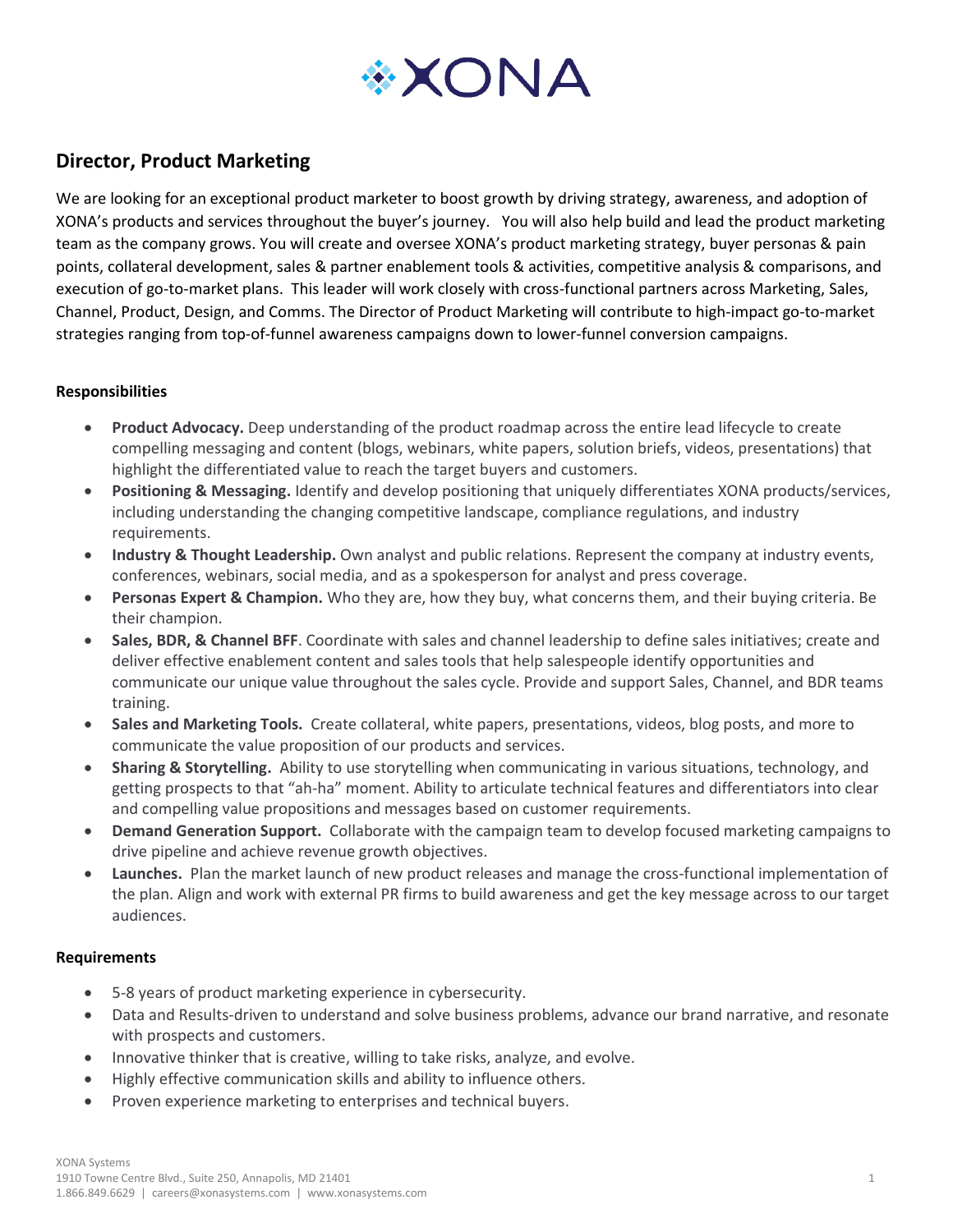# Director, Product Marketing

We are looking for an exceptional product marketer to boost growth by driving strategy, awareness, and adoption of XONA's products and services throughout the buyer's journey. You will also help build and lead the product marketing team as the company grows. You will create and oversee XONA's product marketing strategy, buyer personas & pain points, collateral development, sales & partner enablement tools & activities, competitive analysis & comparisons, and execution of go-to-market plans. This leader will work closely with cross-functional partners across Marketing, Sales, Channel, Product, Design, and Comms. The Director of Product Marketing will contribute to high-impact go-to-market strategies ranging from top-of-funnel awareness campaigns down to lower-funnel conversion campaigns.

**Responsibilities**

- **Product Advocacy.** Deep understanding of the product roadmap across the entire lead lifecycle to create compelling messaging and content (blogs, webinars, white papers, solution briefs, videos, presentations) that highlight the differentiated value to reach the target buyers and customers.
- **Positioning & Messaging.** Identify and develop positioning that uniquely differentiates XONA products/services, including understanding the changing competitive landscape, compliance regulations, and industry requirements.
- **Industry & Thought Leadership.** Own analyst and public relations. Represent the company at industry events, conferences, webinars, social media, and as a spokesperson for analyst and press coverage.
- **Personas Expert & Champion.** Who they are, how they buy, what concerns them, and their buying criteria. Be their champion.
- **Sales, BDR, & Channel BFF**. Coordinate with sales and channel leadership to define sales initiatives; create and deliver effective enablement content and sales tools that help salespeople identify opportunities and communicate our unique value throughout the sales cycle. Provide and support Sales, Channel, and BDR teams training.
- **Sales and Marketing Tools.** Create collateral, white papers, presentations, videos, blog posts, and more to communicate the value proposition of our products and services.
- **Sharing & Storytelling.** Ability to use storytelling when communicating in various situations, technology, and getting prospects to that "ah-ha" moment. Ability to articulate technical features and differentiators into clear and compelling value propositions and messages based on customer requirements.
- **Demand Generation Support.** Collaborate with the campaign team to develop focused marketing campaigns to drive pipeline and achieve revenue growth objectives.
- **Launches.** Plan the market launch of new product releases and manage the cross-functional implementation of the plan. Align and work with external PR firms to build awareness and get the key message across to our target audiences.

**Requirements**

- 5-8 years of product marketing experience in cybersecurity.
- Data and Results-driven to understand and solve business problems, advance our brand narrative, and resonate with prospects and customers.
- Innovative thinker that is creative, willing to take risks, analyze, and evolve.
- Highly effective communication skills and ability to influence others.
- Proven experience marketing to enterprises and technical buyers.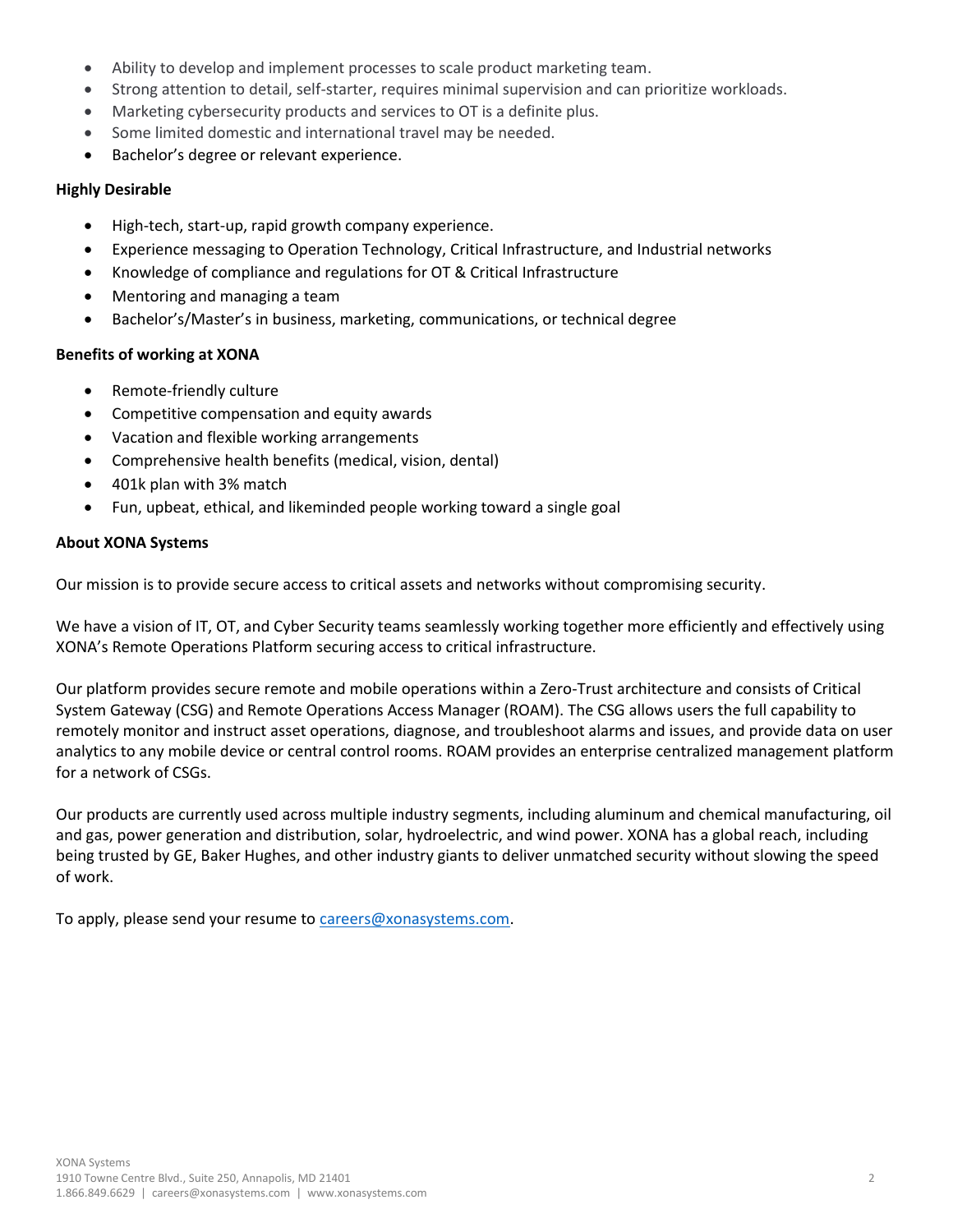- Ability to develop and implement processes to scale product marketing team.
- Strong attention to detail, self-starter, requires minimal supervision and can prioritize workloads.
- Marketing cybersecurity products and services to OT is a definite plus.
- Some limited domestic and international travel may be needed.
- Bachelor's degree or relevant experience.

**Highly Desirable**

- High-tech, start-up, rapid growth company experience.
- Experience messaging to Operation Technology, Critical Infrastructure, and Industrial networks
- Knowledge of compliance and regulations for OT & Critical Infrastructure
- Mentoring and managing a team
- Bachelor's/Master's in business, marketing, communications, or technical degree

**Benefits of working at XONA**

- Remote-friendly culture
- Competitive compensation and equity awards
- Vacation and flexible working arrangements
- Comprehensive health benefits (medical, vision, dental)
- 401k plan with 3% match
- Fun, upbeat, ethical, and likeminded people working toward a single goal

**About XONA Systems**

Our mission is to provide secure access to critical assets and networks without compromising security.

We have a vision of IT, OT, and Cyber Security teams seamlessly working together more efficiently and effectively using XONA's Remote Operations Platform securing access to critical infrastructure.

Our platform provides secure remote and mobile operations within a Zero-Trust architecture and consists of Critical System Gateway (CSG) and Remote Operations Access Manager (ROAM). The CSG allows users the full capability to remotely monitor and instruct asset operations, diagnose, and troubleshoot alarms and issues, and provide data on user analytics to any mobile device or central control rooms. ROAM provides an enterprise centralized management platform for a network of CSGs.

Our products are currently used across multiple industry segments, including aluminum and chemical manufacturing, oil and gas, power generation and distribution, solar, hydroelectric, and wind power. XONA has a global reach, including being trusted by GE, Baker Hughes, and other industry giants to deliver unmatched security without slowing the speed of work.

To apply, please send your resume to careers@xonasystems.com.